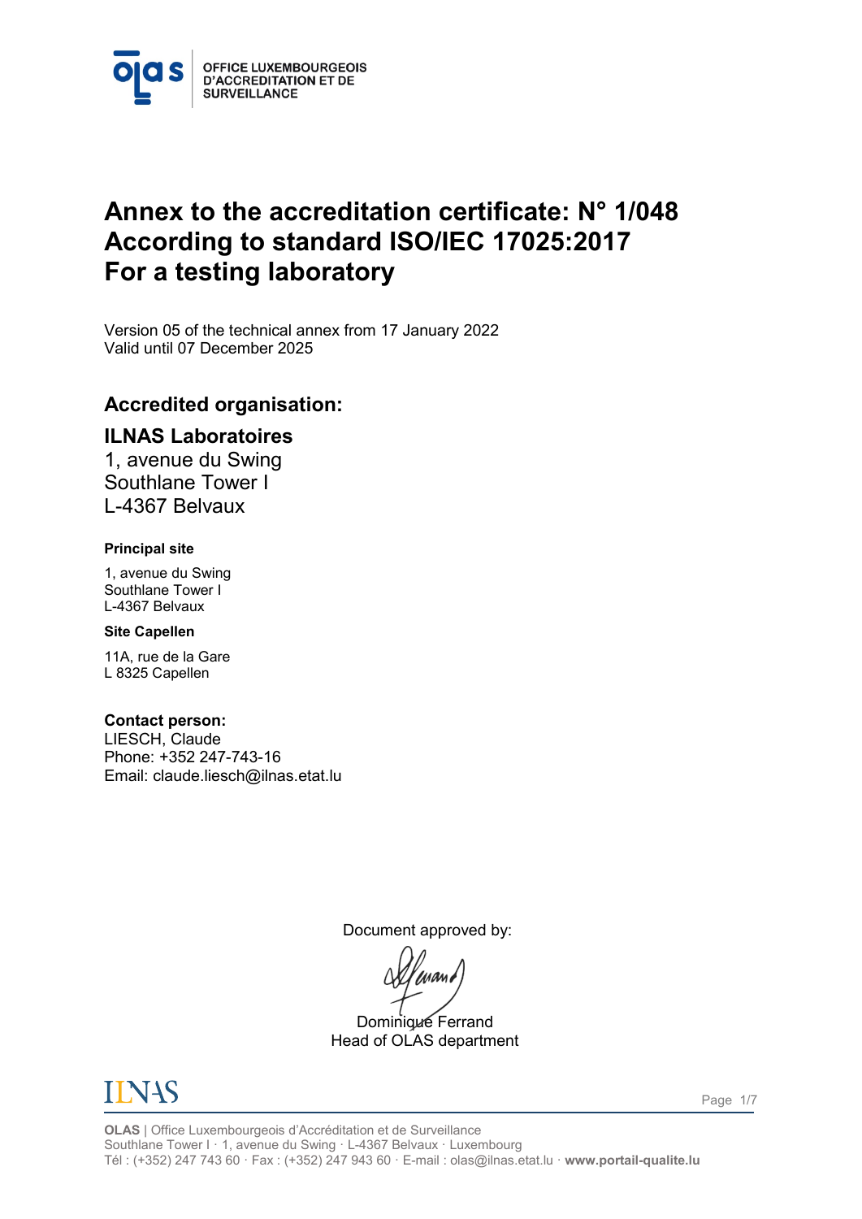OFFICE LUXEMBOURGEOIS D'ACCREDITATION ET DE SURVEILLANCE

# Annex to the accreditation certificate: N° 1/048
# According to standard ISO/IEC 17025:2017
# For a testing laboratory

Version 05 of the technical annex from 17 January 2022
Valid until 07 December 2025

## Accredited organisation:

### ILNAS Laboratoires

1, avenue du Swing
Southlane Tower I
L-4367 Belvaux

**Principal site**

1, avenue du Swing
Southlane Tower I
L-4367 Belvaux

**Site Capellen**

11A, rue de la Gare
L 8325 Capellen

**Contact person:**
LIESCH, Claude
Phone: +352 247-743-16
Email: claude.liesch@ilnas.etat.lu

Document approved by:

Dominique Ferrand
Head of OLAS department

**OLAS** | Office Luxembourgeois d'Accréditation et de Surveillance
Southlane Tower I · 1, avenue du Swing · L-4367 Belvaux · Luxembourg
Tél : (+352) 247 743 60 · Fax : (+352) 247 943 60 · E-mail : olas@ilnas.etat.lu · **www.portail-qualite.lu**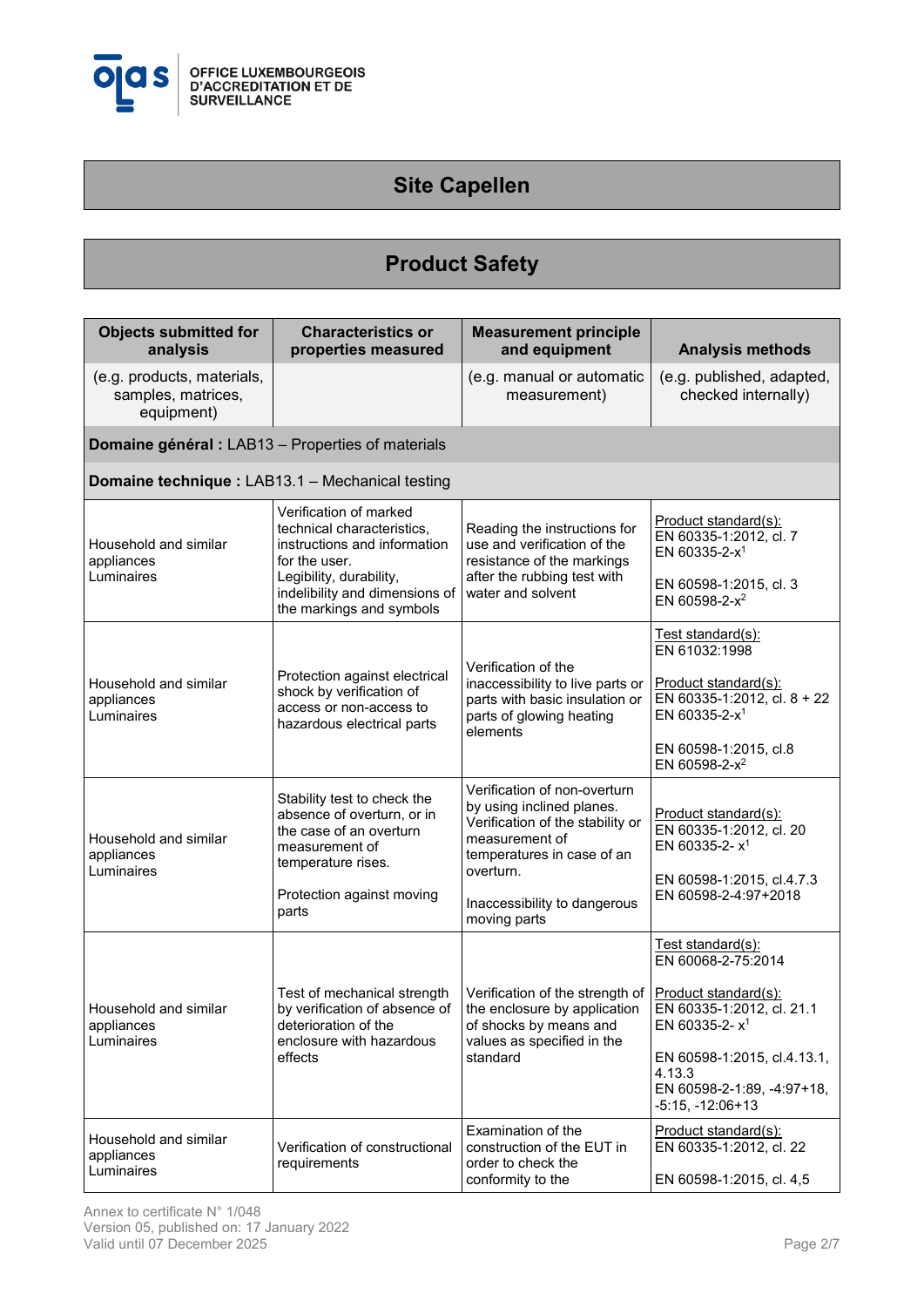## Site Capellen

## Product Safety

| Objects submitted for analysis | Characteristics or properties measured | Measurement principle and equipment | Analysis methods |
|---|---|---|---|
| (e.g. products, materials, samples, matrices, equipment) | | (e.g. manual or automatic measurement) | (e.g. published, adapted, checked internally) |
| **Domaine général :** LAB13 – Properties of materials | | | |
| **Domaine technique :** LAB13.1 – Mechanical testing | | | |
| Household and similar appliances<br>Luminaires | Verification of marked technical characteristics, instructions and information for the user.<br>Legibility, durability, indelibility and dimensions of the markings and symbols | Reading the instructions for use and verification of the resistance of the markings after the rubbing test with water and solvent | Product standard(s):<br>EN 60335-1:2012, cl. 7<br>EN 60335-2-x[1]<br><br>EN 60598-1:2015, cl. 3<br>EN 60598-2-x[2] |
| Household and similar appliances<br>Luminaires | Protection against electrical shock by verification of access or non-access to hazardous electrical parts | Verification of the inaccessibility to live parts or parts with basic insulation or parts of glowing heating elements | Test standard(s):<br>EN 61032:1998<br><br>Product standard(s):<br>EN 60335-1:2012, cl. 8 + 22<br>EN 60335-2-x[1]<br><br>EN 60598-1:2015, cl.8<br>EN 60598-2-x[2] |
| Household and similar appliances<br>Luminaires | Stability test to check the absence of overturn, or in the case of an overturn measurement of temperature rises.<br><br>Protection against moving parts | Verification of non-overturn by using inclined planes. Verification of the stability or measurement of temperatures in case of an overturn.<br><br>Inaccessibility to dangerous moving parts | Product standard(s):<br>EN 60335-1:2012, cl. 20<br>EN 60335-2- x[1]<br><br>EN 60598-1:2015, cl.4.7.3<br>EN 60598-2-4:97+2018 |
| Household and similar appliances<br>Luminaires | Test of mechanical strength by verification of absence of deterioration of the enclosure with hazardous effects | Verification of the strength of the enclosure by application of shocks by means and values as specified in the standard | Test standard(s):<br>EN 60068-2-75:2014<br><br>Product standard(s):<br>EN 60335-1:2012, cl. 21.1<br>EN 60335-2- x[1]<br><br>EN 60598-1:2015, cl.4.13.1, 4.13.3<br>EN 60598-2-1:89, -4:97+18, -5:15, -12:06+13 |
| Household and similar appliances<br>Luminaires | Verification of constructional requirements | Examination of the construction of the EUT in order to check the conformity to the | Product standard(s):<br>EN 60335-1:2012, cl. 22<br><br>EN 60598-1:2015, cl. 4,5 |

Annex to certificate N° 1/048
Version 05, published on: 17 January 2022
Valid until 07 December 2025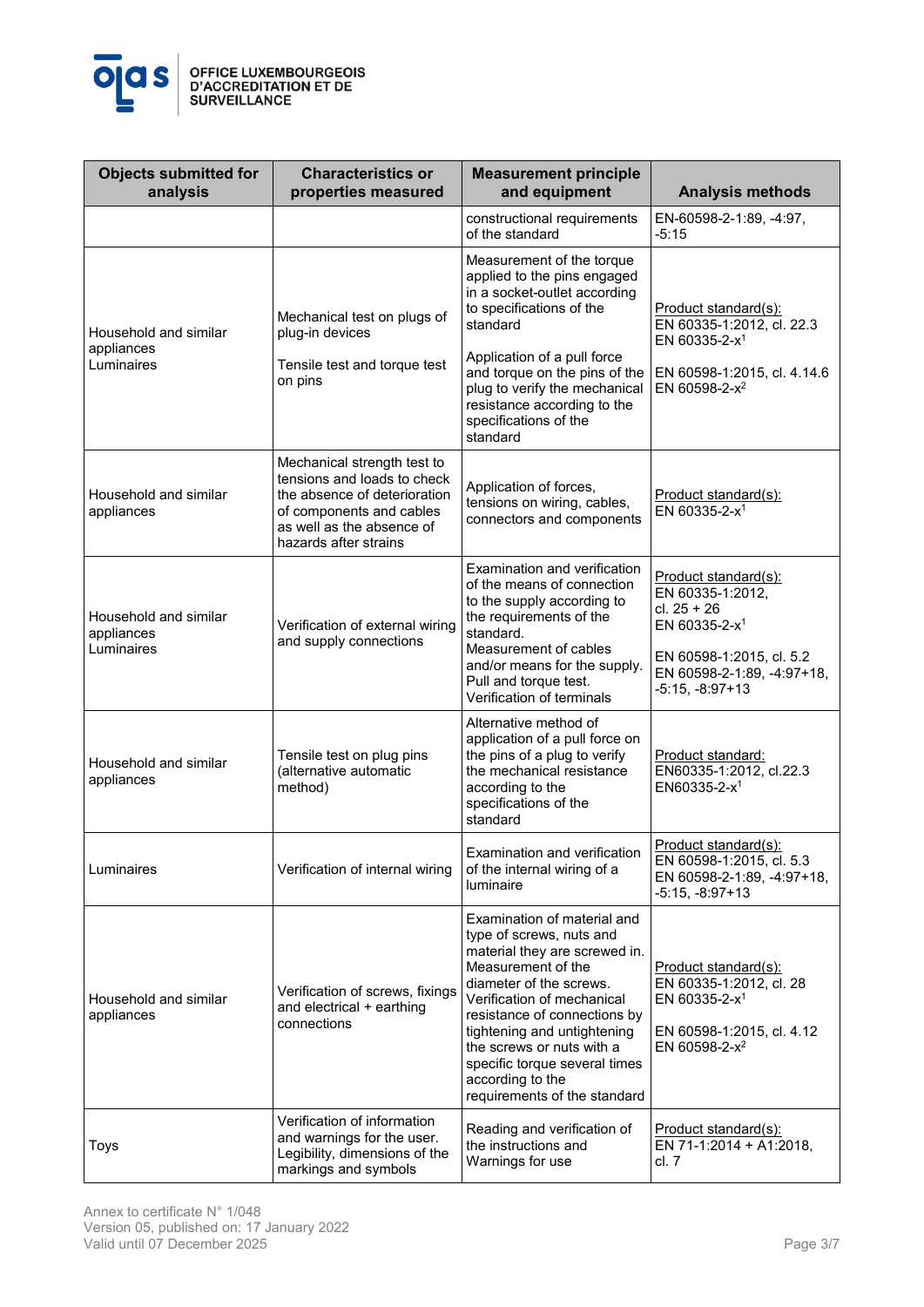| Objects submitted for analysis | Characteristics or properties measured | Measurement principle and equipment | Analysis methods |
|---|---|---|---|
| | | constructional requirements of the standard | EN-60598-2-1:89, -4:97, -5:15 |
| Household and similar appliances<br>Luminaires | Mechanical test on plugs of plug-in devices<br><br>Tensile test and torque test on pins | Measurement of the torque applied to the pins engaged in a socket-outlet according to specifications of the standard<br><br>Application of a pull force and torque on the pins of the plug to verify the mechanical resistance according to the specifications of the standard | Product standard(s):<br>EN 60335-1:2012, cl. 22.3<br>EN 60335-2-x[1]<br><br>EN 60598-1:2015, cl. 4.14.6<br>EN 60598-2-x[2] |
| Household and similar appliances | Mechanical strength test to tensions and loads to check the absence of deterioration of components and cables as well as the absence of hazards after strains | Application of forces, tensions on wiring, cables, connectors and components | Product standard(s):<br>EN 60335-2-x[1] |
| Household and similar appliances<br>Luminaires | Verification of external wiring and supply connections | Examination and verification of the means of connection to the supply according to the requirements of the standard.<br>Measurement of cables and/or means for the supply.<br>Pull and torque test.<br>Verification of terminals | Product standard(s):<br>EN 60335-1:2012, cl. 25 + 26<br>EN 60335-2-x[1]<br><br>EN 60598-1:2015, cl. 5.2<br>EN 60598-2-1:89, -4:97+18, -5:15, -8:97+13 |
| Household and similar appliances | Tensile test on plug pins (alternative automatic method) | Alternative method of application of a pull force on the pins of a plug to verify the mechanical resistance according to the specifications of the standard | Product standard:<br>EN60335-1:2012, cl.22.3<br>EN60335-2-x[1] |
| Luminaires | Verification of internal wiring | Examination and verification of the internal wiring of a luminaire | Product standard(s):<br>EN 60598-1:2015, cl. 5.3<br>EN 60598-2-1:89, -4:97+18, -5:15, -8:97+13 |
| Household and similar appliances | Verification of screws, fixings and electrical + earthing connections | Examination of material and type of screws, nuts and material they are screwed in.<br>Measurement of the diameter of the screws.<br>Verification of mechanical resistance of connections by tightening and untightening the screws or nuts with a specific torque several times according to the requirements of the standard | Product standard(s):<br>EN 60335-1:2012, cl. 28<br>EN 60335-2-x[1]<br><br>EN 60598-1:2015, cl. 4.12<br>EN 60598-2-x[2] |
| Toys | Verification of information and warnings for the user. Legibility, dimensions of the markings and symbols | Reading and verification of the instructions and Warnings for use | Product standard(s):<br>EN 71-1:2014 + A1:2018, cl. 7 |

Annex to certificate N° 1/048
Version 05, published on: 17 January 2022
Valid until 07 December 2025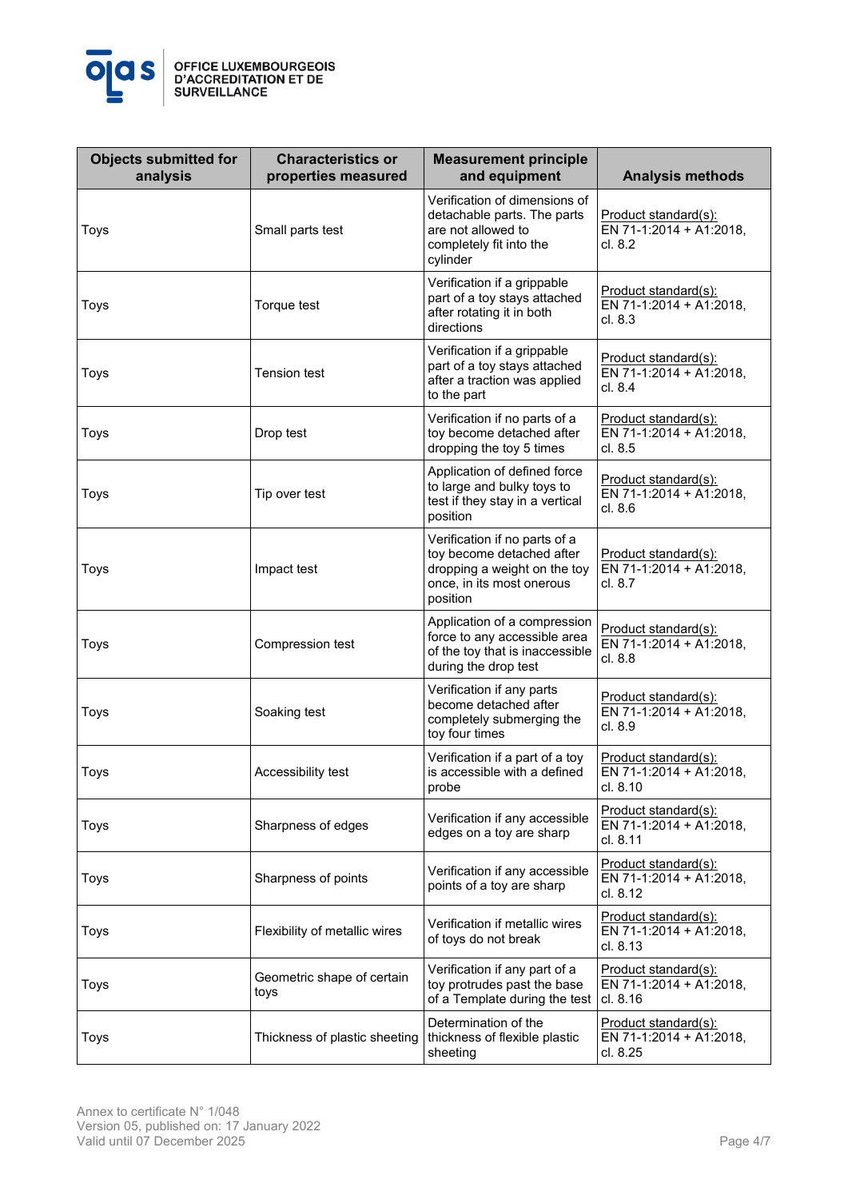| Objects submitted for analysis | Characteristics or properties measured | Measurement principle and equipment | Analysis methods |
|---|---|---|---|
| Toys | Small parts test | Verification of dimensions of detachable parts. The parts are not allowed to completely fit into the cylinder | Product standard(s): EN 71-1:2014 + A1:2018, cl. 8.2 |
| Toys | Torque test | Verification if a grippable part of a toy stays attached after rotating it in both directions | Product standard(s): EN 71-1:2014 + A1:2018, cl. 8.3 |
| Toys | Tension test | Verification if a grippable part of a toy stays attached after a traction was applied to the part | Product standard(s): EN 71-1:2014 + A1:2018, cl. 8.4 |
| Toys | Drop test | Verification if no parts of a toy become detached after dropping the toy 5 times | Product standard(s): EN 71-1:2014 + A1:2018, cl. 8.5 |
| Toys | Tip over test | Application of defined force to large and bulky toys to test if they stay in a vertical position | Product standard(s): EN 71-1:2014 + A1:2018, cl. 8.6 |
| Toys | Impact test | Verification if no parts of a toy become detached after dropping a weight on the toy once, in its most onerous position | Product standard(s): EN 71-1:2014 + A1:2018, cl. 8.7 |
| Toys | Compression test | Application of a compression force to any accessible area of the toy that is inaccessible during the drop test | Product standard(s): EN 71-1:2014 + A1:2018, cl. 8.8 |
| Toys | Soaking test | Verification if any parts become detached after completely submerging the toy four times | Product standard(s): EN 71-1:2014 + A1:2018, cl. 8.9 |
| Toys | Accessibility test | Verification if a part of a toy is accessible with a defined probe | Product standard(s): EN 71-1:2014 + A1:2018, cl. 8.10 |
| Toys | Sharpness of edges | Verification if any accessible edges on a toy are sharp | Product standard(s): EN 71-1:2014 + A1:2018, cl. 8.11 |
| Toys | Sharpness of points | Verification if any accessible points of a toy are sharp | Product standard(s): EN 71-1:2014 + A1:2018, cl. 8.12 |
| Toys | Flexibility of metallic wires | Verification if metallic wires of toys do not break | Product standard(s): EN 71-1:2014 + A1:2018, cl. 8.13 |
| Toys | Geometric shape of certain toys | Verification if any part of a toy protrudes past the base of a Template during the test | Product standard(s): EN 71-1:2014 + A1:2018, cl. 8.16 |
| Toys | Thickness of plastic sheeting | Determination of the thickness of flexible plastic sheeting | Product standard(s): EN 71-1:2014 + A1:2018, cl. 8.25 |

Annex to certificate N° 1/048
Version 05, published on: 17 January 2022
Valid until 07 December 2025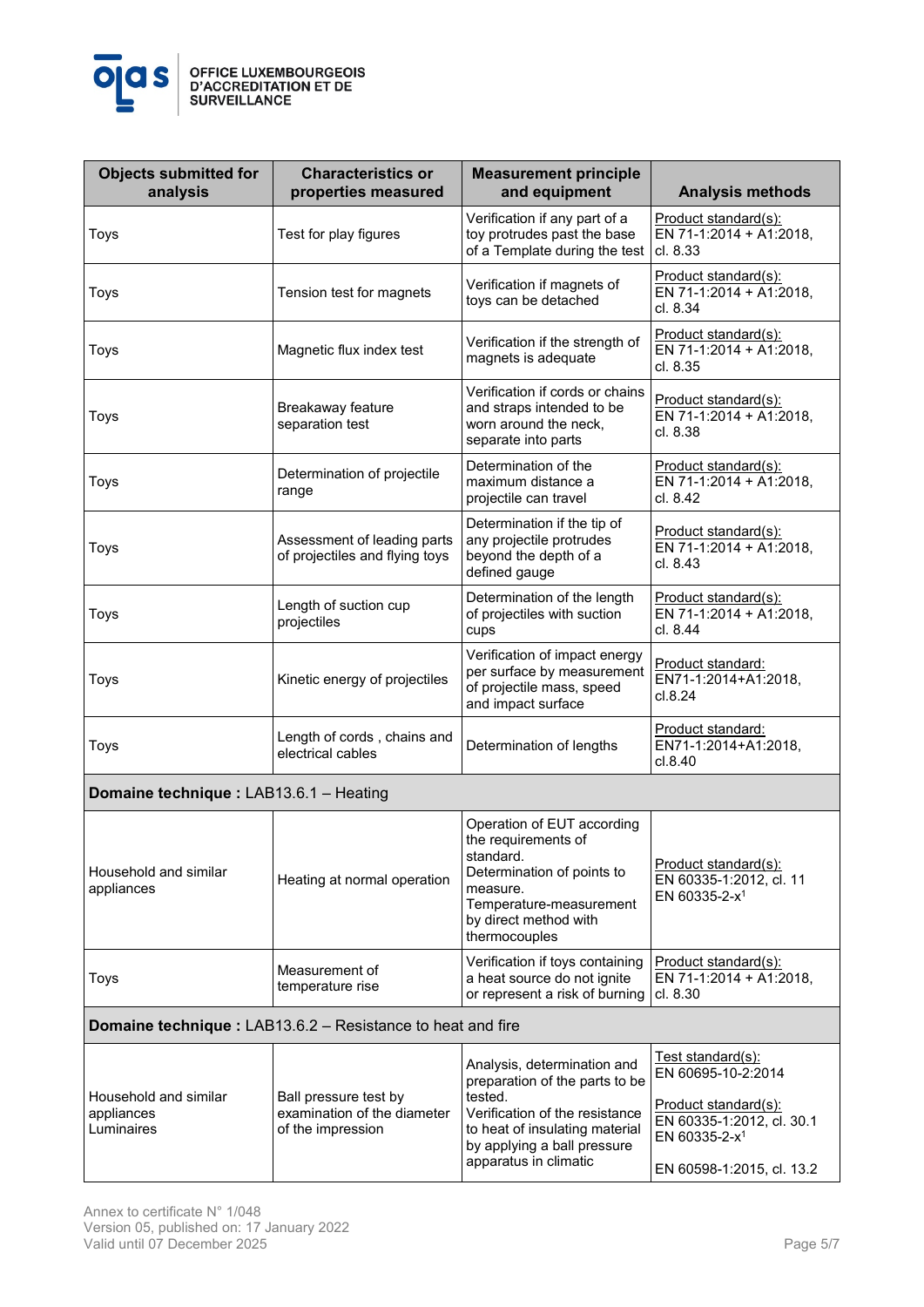| Objects submitted for analysis | Characteristics or properties measured | Measurement principle and equipment | Analysis methods |
|---|---|---|---|
| Toys | Test for play figures | Verification if any part of a toy protrudes past the base of a Template during the test | Product standard(s): EN 71-1:2014 + A1:2018, cl. 8.33 |
| Toys | Tension test for magnets | Verification if magnets of toys can be detached | Product standard(s): EN 71-1:2014 + A1:2018, cl. 8.34 |
| Toys | Magnetic flux index test | Verification if the strength of magnets is adequate | Product standard(s): EN 71-1:2014 + A1:2018, cl. 8.35 |
| Toys | Breakaway feature separation test | Verification if cords or chains and straps intended to be worn around the neck, separate into parts | Product standard(s): EN 71-1:2014 + A1:2018, cl. 8.38 |
| Toys | Determination of projectile range | Determination of the maximum distance a projectile can travel | Product standard(s): EN 71-1:2014 + A1:2018, cl. 8.42 |
| Toys | Assessment of leading parts of projectiles and flying toys | Determination if the tip of any projectile protrudes beyond the depth of a defined gauge | Product standard(s): EN 71-1:2014 + A1:2018, cl. 8.43 |
| Toys | Length of suction cup projectiles | Determination of the length of projectiles with suction cups | Product standard(s): EN 71-1:2014 + A1:2018, cl. 8.44 |
| Toys | Kinetic energy of projectiles | Verification of impact energy per surface by measurement of projectile mass, speed and impact surface | Product standard: EN71-1:2014+A1:2018, cl.8.24 |
| Toys | Length of cords , chains and electrical cables | Determination of lengths | Product standard: EN71-1:2014+A1:2018, cl.8.40 |
| **Domaine technique :** LAB13.6.1 – Heating | | | |
| Household and similar appliances | Heating at normal operation | Operation of EUT according the requirements of standard. Determination of points to measure. Temperature-measurement by direct method with thermocouples | Product standard(s): EN 60335-1:2012, cl. 11 EN 60335-2-x[1] |
| Toys | Measurement of temperature rise | Verification if toys containing a heat source do not ignite or represent a risk of burning | Product standard(s): EN 71-1:2014 + A1:2018, cl. 8.30 |
| **Domaine technique :** LAB13.6.2 – Resistance to heat and fire | | | |
| Household and similar appliances Luminaires | Ball pressure test by examination of the diameter of the impression | Analysis, determination and preparation of the parts to be tested. Verification of the resistance to heat of insulating material by applying a ball pressure apparatus in climatic | Test standard(s): EN 60695-10-2:2014<br><br>Product standard(s): EN 60335-1:2012, cl. 30.1 EN 60335-2-x[1]<br><br>EN 60598-1:2015, cl. 13.2 |

Annex to certificate N° 1/048
Version 05, published on: 17 January 2022
Valid until 07 December 2025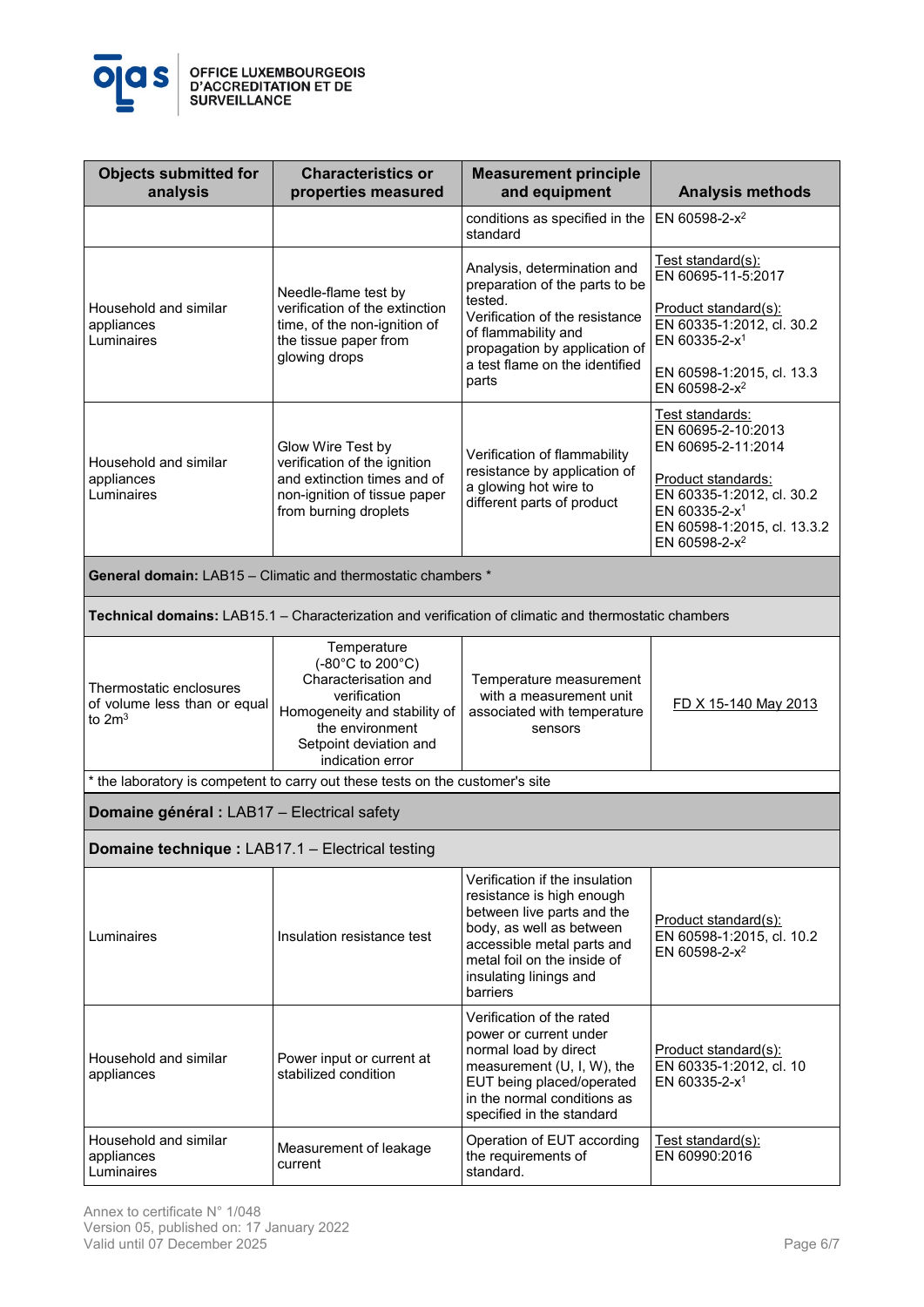| Objects submitted for analysis | Characteristics or properties measured | Measurement principle and equipment | Analysis methods |
|---|---|---|---|
| | | conditions as specified in the standard | EN 60598-2-x[2] |
| Household and similar appliances<br>Luminaires | Needle-flame test by verification of the extinction time, of the non-ignition of the tissue paper from glowing drops | Analysis, determination and preparation of the parts to be tested.<br>Verification of the resistance of flammability and propagation by application of a test flame on the identified parts | Test standard(s):<br>EN 60695-11-5:2017<br><br>Product standard(s):<br>EN 60335-1:2012, cl. 30.2<br>EN 60335-2-x[1]<br><br>EN 60598-1:2015, cl. 13.3<br>EN 60598-2-x[2] |
| Household and similar appliances<br>Luminaires | Glow Wire Test by verification of the ignition and extinction times and of non-ignition of tissue paper from burning droplets | Verification of flammability resistance by application of a glowing hot wire to different parts of product | Test standards:<br>EN 60695-2-10:2013<br>EN 60695-2-11:2014<br><br>Product standards:<br>EN 60335-1:2012, cl. 30.2<br>EN 60335-2-x[1]<br>EN 60598-1:2015, cl. 13.3.2<br>EN 60598-2-x[2] |
| **General domain:** LAB15 – Climatic and thermostatic chambers * | | | |
| **Technical domains:** LAB15.1 – Characterization and verification of climatic and thermostatic chambers | | | |
| Thermostatic enclosures of volume less than or equal to $2m^3$ | Temperature<br>(-80°C to 200°C)<br>Characterisation and verification<br>Homogeneity and stability of the environment<br>Setpoint deviation and indication error | Temperature measurement with a measurement unit associated with temperature sensors | FD X 15-140 May 2013 |
| * the laboratory is competent to carry out these tests on the customer's site | | | |
| **Domaine général :** LAB17 – Electrical safety | | | |
| **Domaine technique :** LAB17.1 – Electrical testing | | | |
| Luminaires | Insulation resistance test | Verification if the insulation resistance is high enough between live parts and the body, as well as between accessible metal parts and metal foil on the inside of insulating linings and barriers | Product standard(s):<br>EN 60598-1:2015, cl. 10.2<br>EN 60598-2-x[2] |
| Household and similar appliances | Power input or current at stabilized condition | Verification of the rated power or current under normal load by direct measurement (U, I, W), the EUT being placed/operated in the normal conditions as specified in the standard | Product standard(s):<br>EN 60335-1:2012, cl. 10<br>EN 60335-2-x[1] |
| Household and similar appliances<br>Luminaires | Measurement of leakage current | Operation of EUT according the requirements of standard. | Test standard(s):<br>EN 60990:2016 |

Annex to certificate N° 1/048
Version 05, published on: 17 January 2022
Valid until 07 December 2025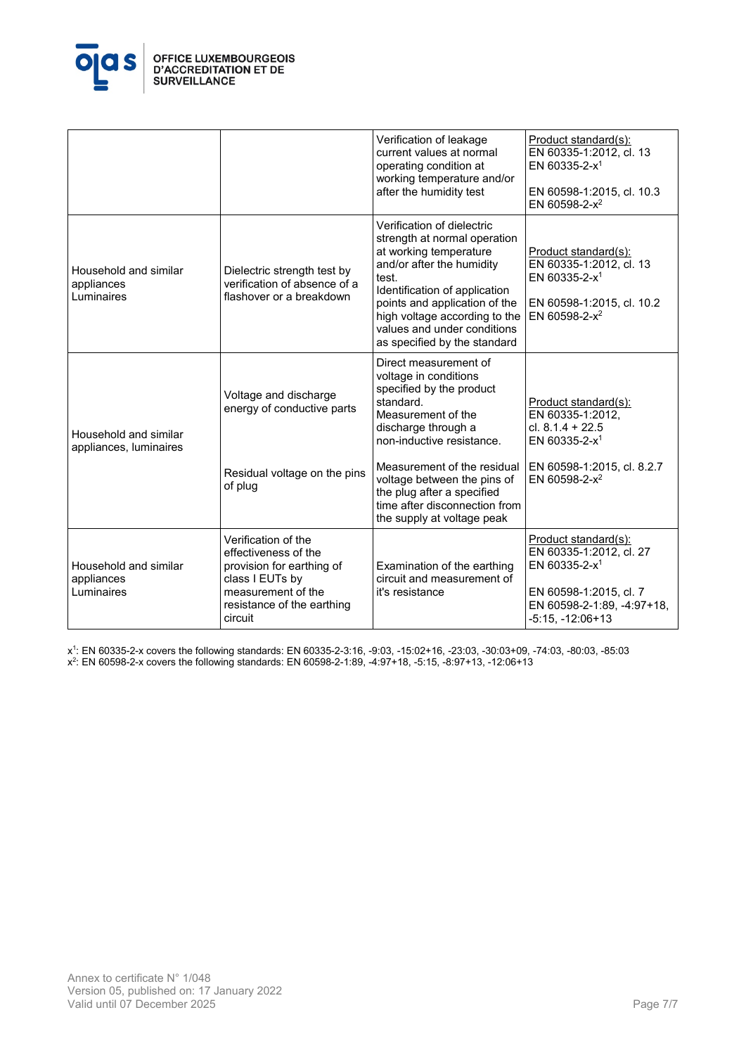| | | | |
|---|---|---|---|
| | | Verification of leakage current values at normal operating condition at working temperature and/or after the humidity test | Product standard(s):<br>EN 60335-1:2012, cl. 13<br>EN 60335-2-x[1]<br><br>EN 60598-1:2015, cl. 10.3<br>EN 60598-2-x[2] |
| Household and similar appliances<br>Luminaires | Dielectric strength test by verification of absence of a flashover or a breakdown | Verification of dielectric strength at normal operation at working temperature and/or after the humidity test.<br>Identification of application points and application of the high voltage according to the values and under conditions as specified by the standard | Product standard(s):<br>EN 60335-1:2012, cl. 13<br>EN 60335-2-x[1]<br><br>EN 60598-1:2015, cl. 10.2<br>EN 60598-2-x[2] |
| Household and similar appliances, luminaires | Voltage and discharge energy of conductive parts<br><br>Residual voltage on the pins of plug | Direct measurement of voltage in conditions specified by the product standard.<br>Measurement of the discharge through a non-inductive resistance.<br><br>Measurement of the residual voltage between the pins of the plug after a specified time after disconnection from the supply at voltage peak | Product standard(s):<br>EN 60335-1:2012, cl. 8.1.4 + 22.5<br>EN 60335-2-x[1]<br><br>EN 60598-1:2015, cl. 8.2.7<br>EN 60598-2-x[2] |
| Household and similar appliances<br>Luminaires | Verification of the effectiveness of the provision for earthing of class I EUTs by measurement of the resistance of the earthing circuit | Examination of the earthing circuit and measurement of it's resistance | Product standard(s):<br>EN 60335-1:2012, cl. 27<br>EN 60335-2-x[1]<br><br>EN 60598-1:2015, cl. 7<br>EN 60598-2-1:89, -4:97+18, -5:15, -12:06+13 |

x[1]: EN 60335-2-x covers the following standards: EN 60335-2-3:16, -9:03, -15:02+16, -23:03, -30:03+09, -74:03, -80:03, -85:03
x[2]: EN 60598-2-x covers the following standards: EN 60598-2-1:89, -4:97+18, -5:15, -8:97+13, -12:06+13

Annex to certificate N° 1/048
Version 05, published on: 17 January 2022
Valid until 07 December 2025